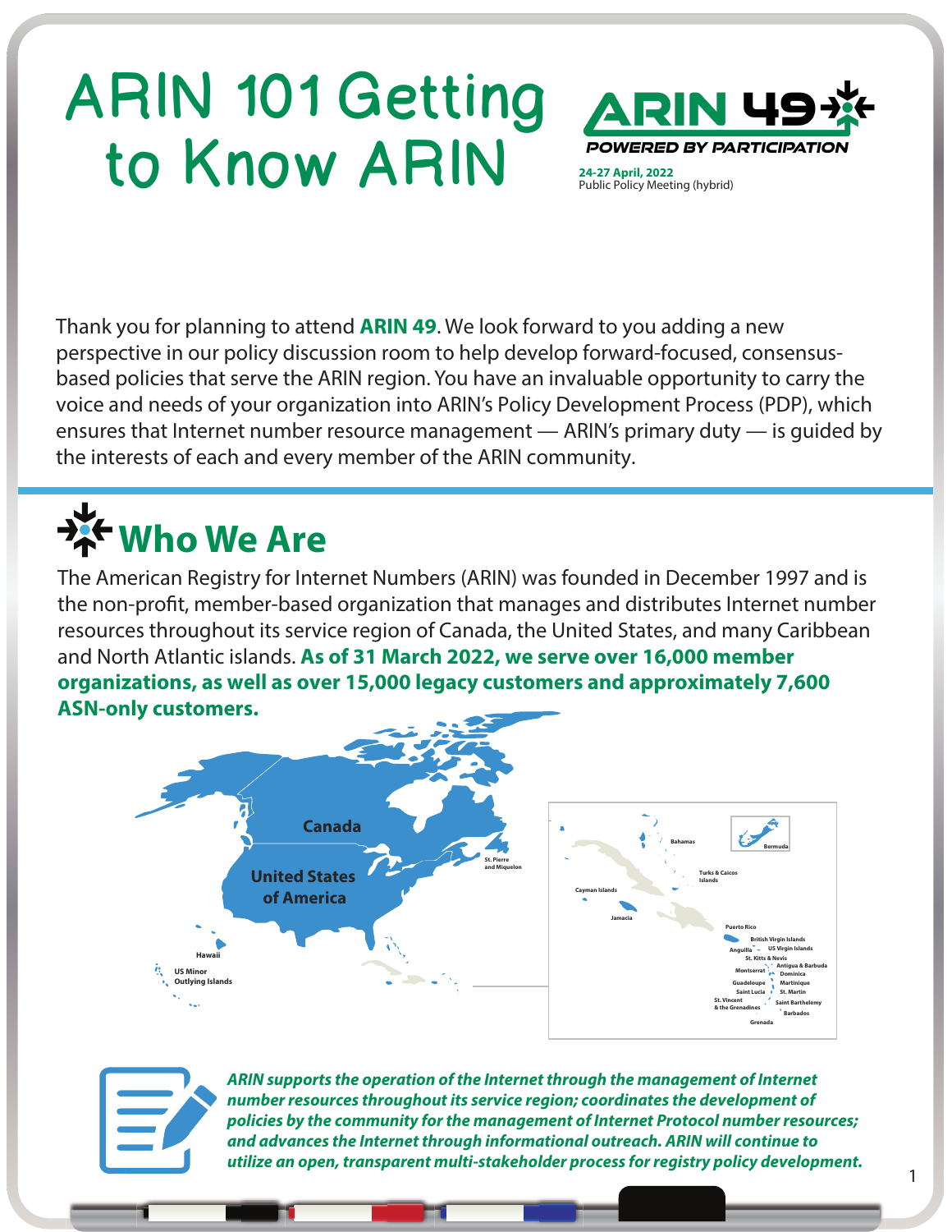# ARIN 101 Getting to Know ARIN

**ARIN 49**
*POWERED BY PARTICIPATION*

**24-27 April, 2022**
Public Policy Meeting (hybrid)

Thank you for planning to attend **ARIN 49**. We look forward to you adding a new perspective in our policy discussion room to help develop forward-focused, consensus-based policies that serve the ARIN region. You have an invaluable opportunity to carry the voice and needs of your organization into ARIN's Policy Development Process (PDP), which ensures that Internet number resource management — ARIN's primary duty — is guided by the interests of each and every member of the ARIN community.

## Who We Are

The American Registry for Internet Numbers (ARIN) was founded in December 1997 and is the non-profit, member-based organization that manages and distributes Internet number resources throughout its service region of Canada, the United States, and many Caribbean and North Atlantic islands. **As of 31 March 2022, we serve over 16,000 member organizations, as well as over 15,000 legacy customers and approximately 7,600 ASN-only customers.**

Canada, United States of America, St. Pierre and Miquelon, Hawaii, US Minor Outlying Islands, Bahamas, Bermuda, Turks & Caicos Islands, Cayman Islands, Jamaica, Puerto Rico, British Virgin Islands, US Virgin Islands, Anguilla, St. Kitts & Nevis, Antigua & Barbuda, Montserrat, Dominica, Guadeloupe, Martinique, Saint Lucia, St. Martin, St. Vincent & the Grenadines, Saint Barthelemy, Barbados, Grenada

***ARIN supports the operation of the Internet through the management of Internet number resources throughout its service region; coordinates the development of policies by the community for the management of Internet Protocol number resources; and advances the Internet through informational outreach. ARIN will continue to utilize an open, transparent multi-stakeholder process for registry policy development.***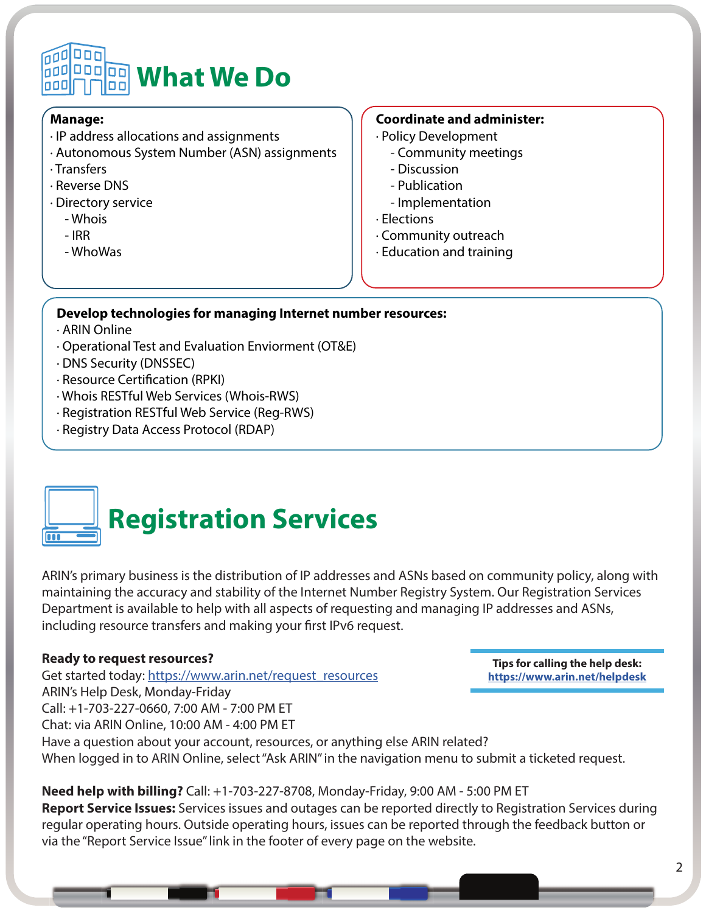# What We Do

**Manage:**
- IP address allocations and assignments
- Autonomous System Number (ASN) assignments
- Transfers
- Reverse DNS
- Directory service
  - Whois
  - IRR
  - WhoWas

**Coordinate and administer:**
- Policy Development
  - Community meetings
  - Discussion
  - Publication
  - Implementation
- Elections
- Community outreach
- Education and training

**Develop technologies for managing Internet number resources:**
- ARIN Online
- Operational Test and Evaluation Enviorment (OT&E)
- DNS Security (DNSSEC)
- Resource Certification (RPKI)
- Whois RESTful Web Services (Whois-RWS)
- Registration RESTful Web Service (Reg-RWS)
- Registry Data Access Protocol (RDAP)

# Registration Services

ARIN's primary business is the distribution of IP addresses and ASNs based on community policy, along with maintaining the accuracy and stability of the Internet Number Registry System. Our Registration Services Department is available to help with all aspects of requesting and managing IP addresses and ASNs, including resource transfers and making your first IPv6 request.

**Ready to request resources?**
Get started today: https://www.arin.net/request_resources
ARIN's Help Desk, Monday-Friday
Call: +1-703-227-0660, 7:00 AM - 7:00 PM ET
Chat: via ARIN Online, 10:00 AM - 4:00 PM ET
Have a question about your account, resources, or anything else ARIN related?
When logged in to ARIN Online, select "Ask ARIN" in the navigation menu to submit a ticketed request.

**Tips for calling the help desk:**
**https://www.arin.net/helpdesk**

**Need help with billing?** Call: +1-703-227-8708, Monday-Friday, 9:00 AM - 5:00 PM ET
**Report Service Issues:** Services issues and outages can be reported directly to Registration Services during regular operating hours. Outside operating hours, issues can be reported through the feedback button or via the "Report Service Issue" link in the footer of every page on the website.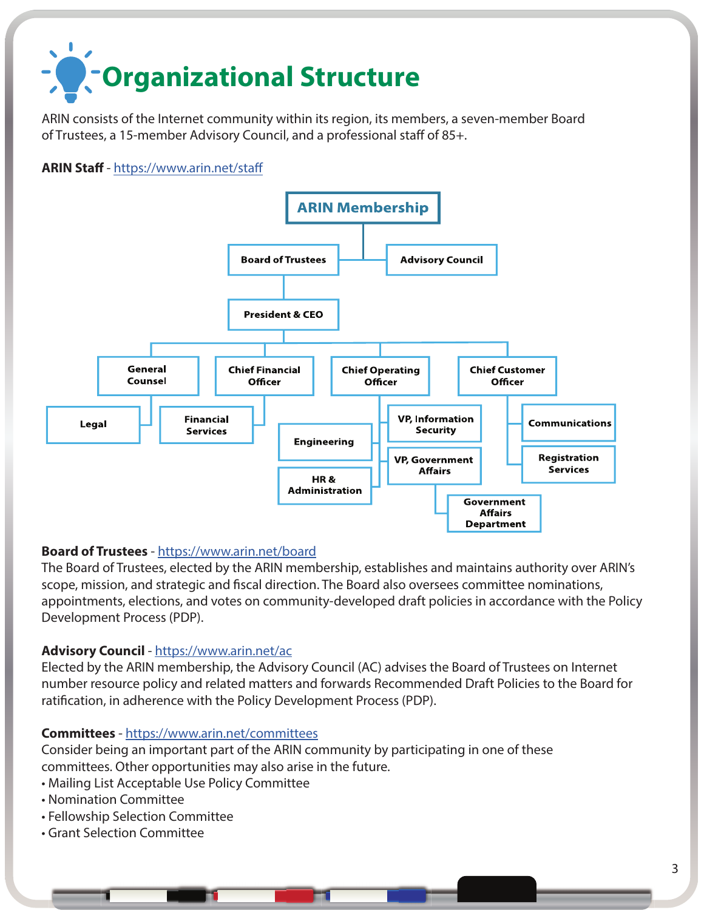# Organizational Structure

ARIN consists of the Internet community within its region, its members, a seven-member Board of Trustees, a 15-member Advisory Council, and a professional staff of 85+.

**ARIN Staff** - https://www.arin.net/staff

- ARIN Membership
  - Board of Trustees
    - President & CEO
      - General Counsel
        - Legal
      - Chief Financial Officer
        - Financial Services
      - Chief Operating Officer
        - Engineering
        - HR & Administration
        - VP, Information Security
        - VP, Government Affairs
          - Government Affairs Department
      - Chief Customer Officer
        - Communications
        - Registration Services
  - Advisory Council

**Board of Trustees** - https://www.arin.net/board

The Board of Trustees, elected by the ARIN membership, establishes and maintains authority over ARIN's scope, mission, and strategic and fiscal direction. The Board also oversees committee nominations, appointments, elections, and votes on community-developed draft policies in accordance with the Policy Development Process (PDP).

**Advisory Council** - https://www.arin.net/ac

Elected by the ARIN membership, the Advisory Council (AC) advises the Board of Trustees on Internet number resource policy and related matters and forwards Recommended Draft Policies to the Board for ratification, in adherence with the Policy Development Process (PDP).

**Committees** - https://www.arin.net/committees

Consider being an important part of the ARIN community by participating in one of these committees. Other opportunities may also arise in the future.

- Mailing List Acceptable Use Policy Committee
- Nomination Committee
- Fellowship Selection Committee
- Grant Selection Committee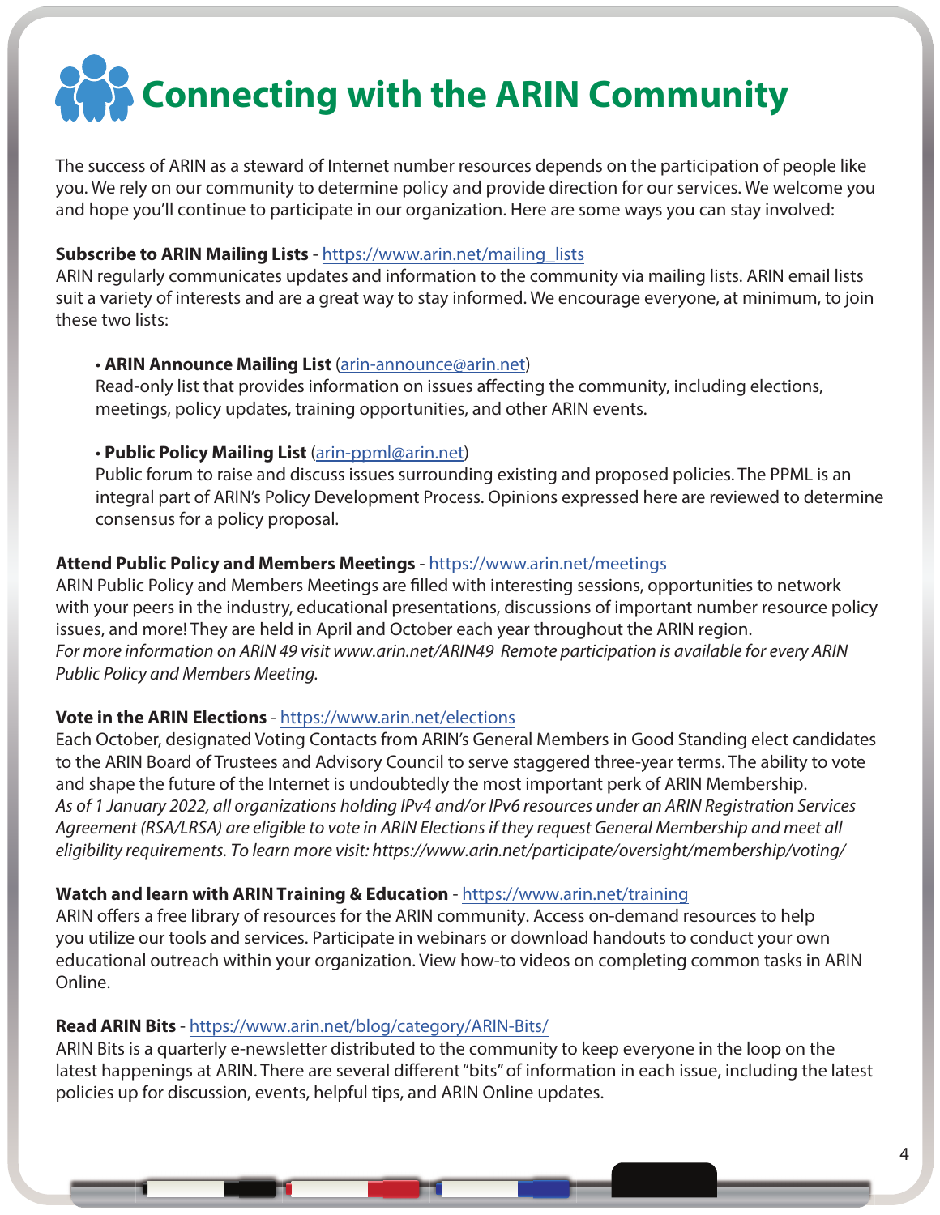# Connecting with the ARIN Community

The success of ARIN as a steward of Internet number resources depends on the participation of people like you. We rely on our community to determine policy and provide direction for our services. We welcome you and hope you'll continue to participate in our organization. Here are some ways you can stay involved:

**Subscribe to ARIN Mailing Lists** - https://www.arin.net/mailing_lists
ARIN regularly communicates updates and information to the community via mailing lists. ARIN email lists suit a variety of interests and are a great way to stay informed. We encourage everyone, at minimum, to join these two lists:

- **ARIN Announce Mailing List** (arin-announce@arin.net)
  Read-only list that provides information on issues affecting the community, including elections, meetings, policy updates, training opportunities, and other ARIN events.

- **Public Policy Mailing List** (arin-ppml@arin.net)
  Public forum to raise and discuss issues surrounding existing and proposed policies. The PPML is an integral part of ARIN's Policy Development Process. Opinions expressed here are reviewed to determine consensus for a policy proposal.

**Attend Public Policy and Members Meetings** - https://www.arin.net/meetings
ARIN Public Policy and Members Meetings are filled with interesting sessions, opportunities to network with your peers in the industry, educational presentations, discussions of important number resource policy issues, and more! They are held in April and October each year throughout the ARIN region.
*For more information on ARIN 49 visit www.arin.net/ARIN49 Remote participation is available for every ARIN Public Policy and Members Meeting.*

**Vote in the ARIN Elections** - https://www.arin.net/elections
Each October, designated Voting Contacts from ARIN's General Members in Good Standing elect candidates to the ARIN Board of Trustees and Advisory Council to serve staggered three-year terms. The ability to vote and shape the future of the Internet is undoubtedly the most important perk of ARIN Membership.
*As of 1 January 2022, all organizations holding IPv4 and/or IPv6 resources under an ARIN Registration Services Agreement (RSA/LRSA) are eligible to vote in ARIN Elections if they request General Membership and meet all eligibility requirements. To learn more visit: https://www.arin.net/participate/oversight/membership/voting/*

**Watch and learn with ARIN Training & Education** - https://www.arin.net/training
ARIN offers a free library of resources for the ARIN community. Access on-demand resources to help you utilize our tools and services. Participate in webinars or download handouts to conduct your own educational outreach within your organization. View how-to videos on completing common tasks in ARIN Online.

**Read ARIN Bits** - https://www.arin.net/blog/category/ARIN-Bits/
ARIN Bits is a quarterly e-newsletter distributed to the community to keep everyone in the loop on the latest happenings at ARIN. There are several different "bits" of information in each issue, including the latest policies up for discussion, events, helpful tips, and ARIN Online updates.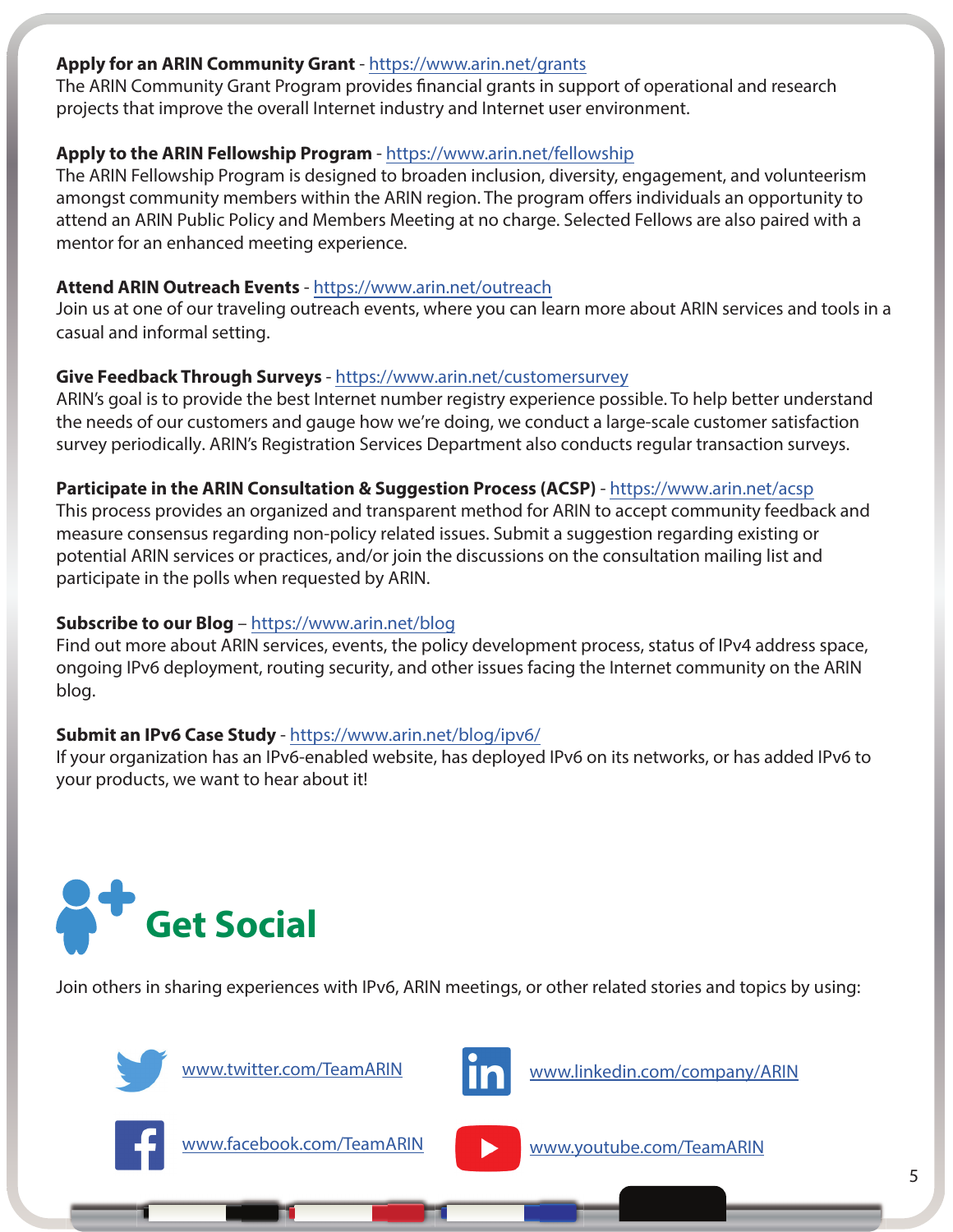**Apply for an ARIN Community Grant** - https://www.arin.net/grants
The ARIN Community Grant Program provides financial grants in support of operational and research projects that improve the overall Internet industry and Internet user environment.

**Apply to the ARIN Fellowship Program** - https://www.arin.net/fellowship
The ARIN Fellowship Program is designed to broaden inclusion, diversity, engagement, and volunteerism amongst community members within the ARIN region. The program offers individuals an opportunity to attend an ARIN Public Policy and Members Meeting at no charge. Selected Fellows are also paired with a mentor for an enhanced meeting experience.

**Attend ARIN Outreach Events** - https://www.arin.net/outreach
Join us at one of our traveling outreach events, where you can learn more about ARIN services and tools in a casual and informal setting.

**Give Feedback Through Surveys** - https://www.arin.net/customersurvey
ARIN's goal is to provide the best Internet number registry experience possible. To help better understand the needs of our customers and gauge how we're doing, we conduct a large-scale customer satisfaction survey periodically. ARIN's Registration Services Department also conducts regular transaction surveys.

**Participate in the ARIN Consultation & Suggestion Process (ACSP)** - https://www.arin.net/acsp
This process provides an organized and transparent method for ARIN to accept community feedback and measure consensus regarding non-policy related issues. Submit a suggestion regarding existing or potential ARIN services or practices, and/or join the discussions on the consultation mailing list and participate in the polls when requested by ARIN.

**Subscribe to our Blog** – https://www.arin.net/blog
Find out more about ARIN services, events, the policy development process, status of IPv4 address space, ongoing IPv6 deployment, routing security, and other issues facing the Internet community on the ARIN blog.

**Submit an IPv6 Case Study** - https://www.arin.net/blog/ipv6/
If your organization has an IPv6-enabled website, has deployed IPv6 on its networks, or has added IPv6 to your products, we want to hear about it!

## Get Social

Join others in sharing experiences with IPv6, ARIN meetings, or other related stories and topics by using:

- www.twitter.com/TeamARIN
- www.linkedin.com/company/ARIN
- www.facebook.com/TeamARIN
- www.youtube.com/TeamARIN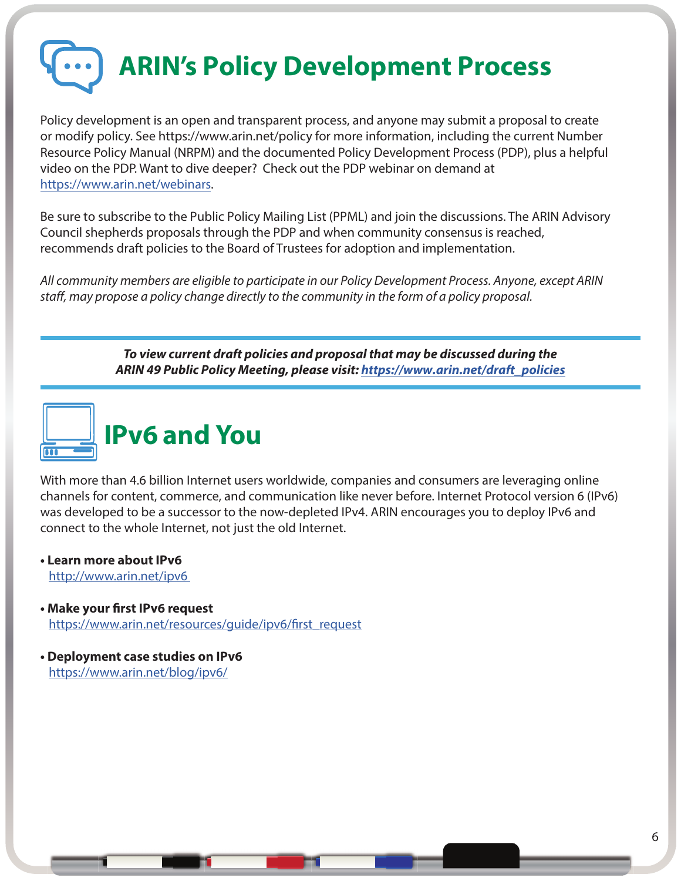# ARIN's Policy Development Process

Policy development is an open and transparent process, and anyone may submit a proposal to create or modify policy. See https://www.arin.net/policy for more information, including the current Number Resource Policy Manual (NRPM) and the documented Policy Development Process (PDP), plus a helpful video on the PDP. Want to dive deeper? Check out the PDP webinar on demand at https://www.arin.net/webinars.

Be sure to subscribe to the Public Policy Mailing List (PPML) and join the discussions. The ARIN Advisory Council shepherds proposals through the PDP and when community consensus is reached, recommends draft policies to the Board of Trustees for adoption and implementation.

*All community members are eligible to participate in our Policy Development Process. Anyone, except ARIN staff, may propose a policy change directly to the community in the form of a policy proposal.*

***To view current draft policies and proposal that may be discussed during the ARIN 49 Public Policy Meeting, please visit: https://www.arin.net/draft_policies***

# IPv6 and You

With more than 4.6 billion Internet users worldwide, companies and consumers are leveraging online channels for content, commerce, and communication like never before. Internet Protocol version 6 (IPv6) was developed to be a successor to the now-depleted IPv4. ARIN encourages you to deploy IPv6 and connect to the whole Internet, not just the old Internet.

- **Learn more about IPv6**
  http://www.arin.net/ipv6

- **Make your first IPv6 request**
  https://www.arin.net/resources/guide/ipv6/first_request

- **Deployment case studies on IPv6**
  https://www.arin.net/blog/ipv6/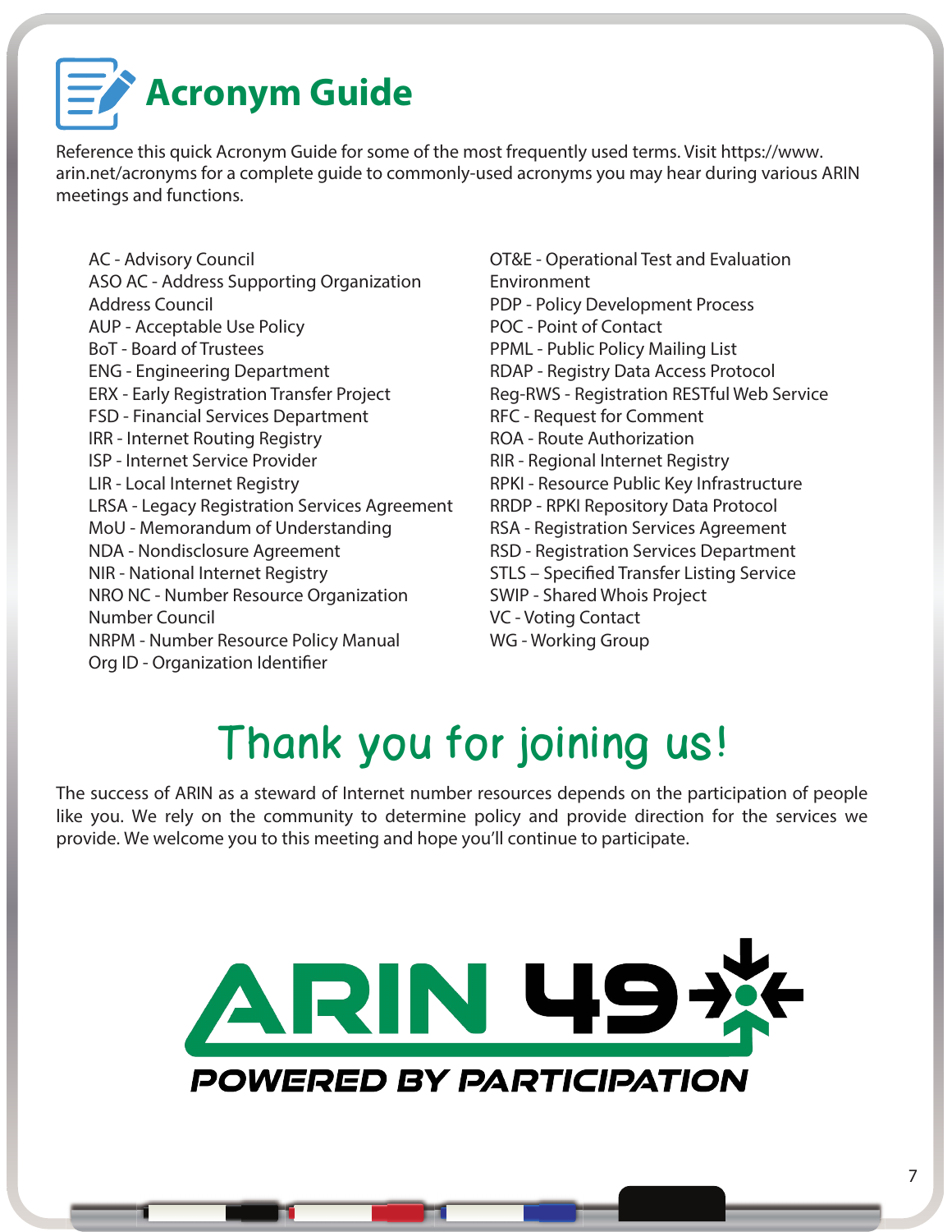# Acronym Guide

Reference this quick Acronym Guide for some of the most frequently used terms. Visit https://www.arin.net/acronyms for a complete guide to commonly-used acronyms you may hear during various ARIN meetings and functions.

- AC - Advisory Council
- ASO AC - Address Supporting Organization Address Council
- AUP - Acceptable Use Policy
- BoT - Board of Trustees
- ENG - Engineering Department
- ERX - Early Registration Transfer Project
- FSD - Financial Services Department
- IRR - Internet Routing Registry
- ISP - Internet Service Provider
- LIR - Local Internet Registry
- LRSA - Legacy Registration Services Agreement
- MoU - Memorandum of Understanding
- NDA - Nondisclosure Agreement
- NIR - National Internet Registry
- NRO NC - Number Resource Organization Number Council
- NRPM - Number Resource Policy Manual
- Org ID - Organization Identifier
- OT&E - Operational Test and Evaluation Environment
- PDP - Policy Development Process
- POC - Point of Contact
- PPML - Public Policy Mailing List
- RDAP - Registry Data Access Protocol
- Reg-RWS - Registration RESTful Web Service
- RFC - Request for Comment
- ROA - Route Authorization
- RIR - Regional Internet Registry
- RPKI - Resource Public Key Infrastructure
- RRDP - RPKI Repository Data Protocol
- RSA - Registration Services Agreement
- RSD - Registration Services Department
- STLS – Specified Transfer Listing Service
- SWIP - Shared Whois Project
- VC - Voting Contact
- WG - Working Group

## Thank you for joining us!

The success of ARIN as a steward of Internet number resources depends on the participation of people like you. We rely on the community to determine policy and provide direction for the services we provide. We welcome you to this meeting and hope you'll continue to participate.

ARIN 49

POWERED BY PARTICIPATION